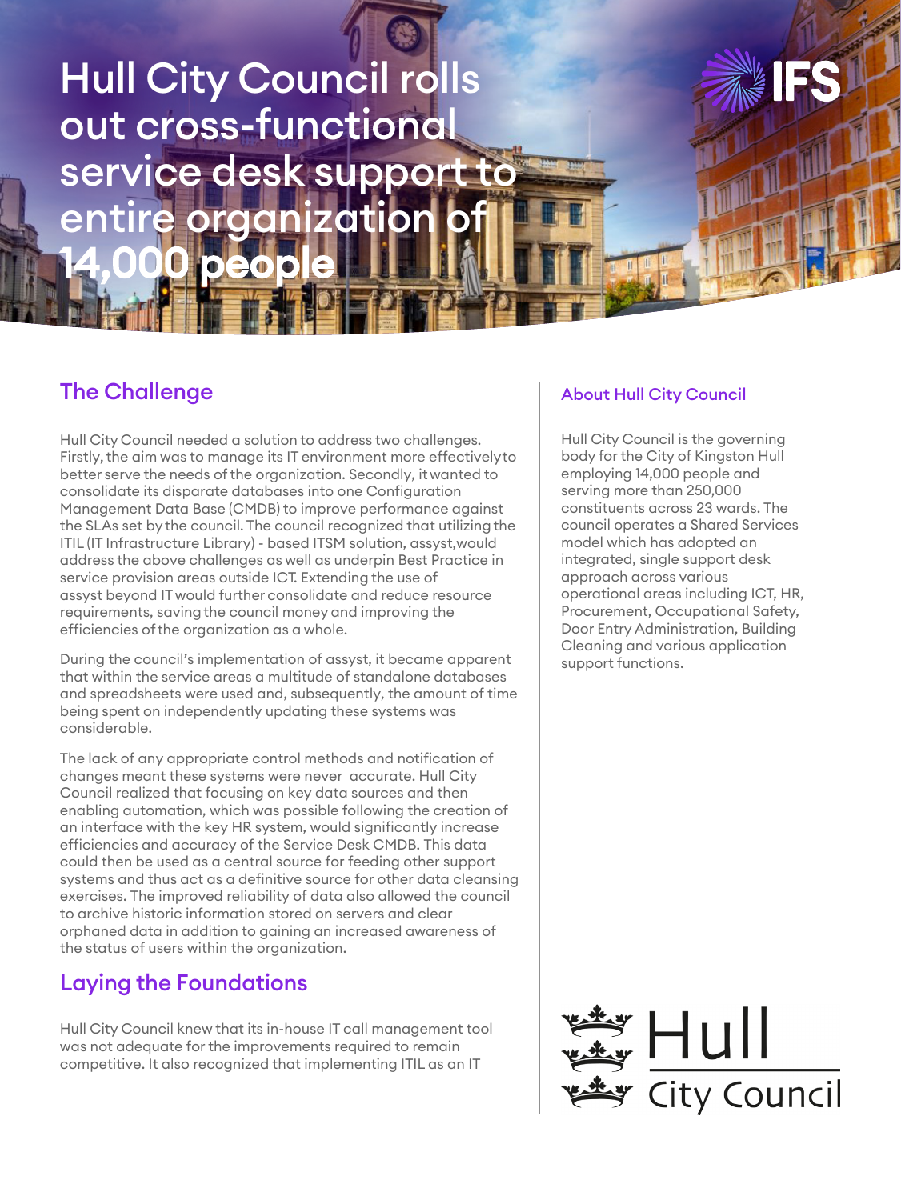# Hull City Council rolls out cross-functional service desk support to entire organization of 14,000 people

## The Challenge

Hull City Council needed a solution to address two challenges. Firstly, the aim was to manage its IT environment more effectively to better serve the needs of the organization. Secondly, it wanted to consolidate its disparate databases into one Configuration Management Data Base (CMDB) to improve performance against the SLAs set by the council. The council recognized that utilizing the ITIL (IT Infrastructure Library) - based ITSM solution, assyst, would address the above challenges as well as underpin Best Practice in service provision areas outside ICT. Extending the use of assyst beyond IT would further consolidate and reduce resource requirements, saving the council money and improving the efficiencies of the organization as a whole.

During the council's implementation of assyst, it became apparent that within the service areas a multitude of standalone databases and spreadsheets were used and, subsequently, the amount of time being spent on independently updating these systems was considerable.

The lack of any appropriate control methods and notification of changes meant these systems were never accurate. Hull City Council realized that focusing on key data sources and then enabling automation, which was possible following the creation of an interface with the key HR system, would significantly increase efficiencies and accuracy of the Service Desk CMDB. This data could then be used as a central source for feeding other support systems and thus act as a definitive source for other data cleansing exercises. The improved reliability of data also allowed the council to archive historic information stored on servers and clear orphaned data in addition to gaining an increased awareness of the status of users within the organization.

## Laying the Foundations

Hull City Council knew that its in-house IT call management tool was not adequate for the improvements required to remain competitive. It also recognized that implementing ITIL as an IT

### About Hull City Council

Hull City Council is the governing body for the City of Kingston Hull employing 14,000 people and serving more than 250,000 constituents across 23 wards. The council operates a Shared Services model which has adopted an integrated, single support desk approach across various operational areas including ICT, HR, Procurement, Occupational Safety, Door Entry Administration, Building Cleaning and various application support functions.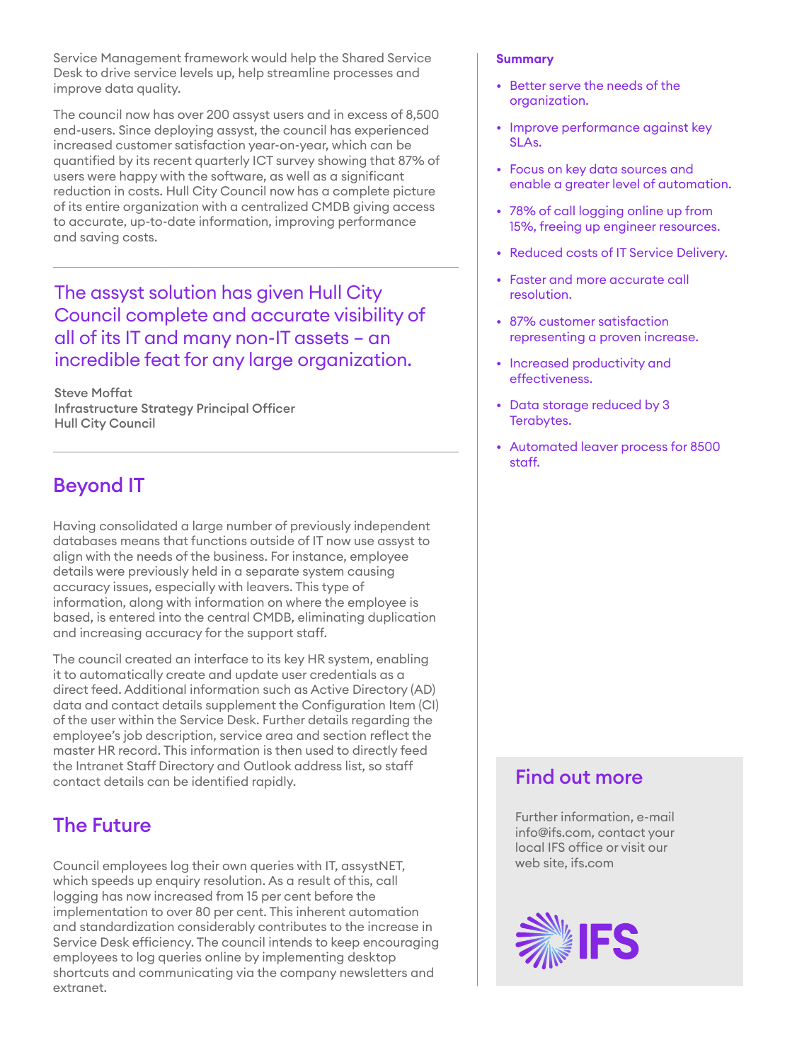Service Management framework would help the Shared Service Desk to drive service levels up, help streamline processes and improve data quality.

The council now has over 200 assyst users and in excess of 8,500 end-users. Since deploying assyst, the council has experienced increased customer satisfaction year-on-year, which can be quantified by its recent quarterly ICT survey showing that 87% of users were happy with the software, as well as a significant reduction in costs. Hull City Council now has a complete picture of its entire organization with a centralized CMDB giving access to accurate, up-to-date information, improving performance and saving costs.

> The assyst solution has given Hull City Council complete and accurate visibility of all of its IT and many non-IT assets – an incredible feat for any large organization.

**Steve Moffat**
**Infrastructure Strategy Principal Officer**
**Hull City Council**

## Beyond IT

Having consolidated a large number of previously independent databases means that functions outside of IT now use assyst to align with the needs of the business. For instance, employee details were previously held in a separate system causing accuracy issues, especially with leavers. This type of information, along with information on where the employee is based, is entered into the central CMDB, eliminating duplication and increasing accuracy for the support staff.

The council created an interface to its key HR system, enabling it to automatically create and update user credentials as a direct feed. Additional information such as Active Directory (AD) data and contact details supplement the Configuration Item (CI) of the user within the Service Desk. Further details regarding the employee's job description, service area and section reflect the master HR record. This information is then used to directly feed the Intranet Staff Directory and Outlook address list, so staff contact details can be identified rapidly.

## The Future

Council employees log their own queries with IT, assystNET, which speeds up enquiry resolution. As a result of this, call logging has now increased from 15 per cent before the implementation to over 80 per cent. This inherent automation and standardization considerably contributes to the increase in Service Desk efficiency. The council intends to keep encouraging employees to log queries online by implementing desktop shortcuts and communicating via the company newsletters and extranet.

### Summary

- Better serve the needs of the organization.
- Improve performance against key SLAs.
- Focus on key data sources and enable a greater level of automation.
- 78% of call logging online up from 15%, freeing up engineer resources.
- Reduced costs of IT Service Delivery.
- Faster and more accurate call resolution.
- 87% customer satisfaction representing a proven increase.
- Increased productivity and effectiveness.
- Data storage reduced by 3 Terabytes.
- Automated leaver process for 8500 staff.

## Find out more

Further information, e-mail info@ifs.com, contact your local IFS office or visit our web site, ifs.com

IFS